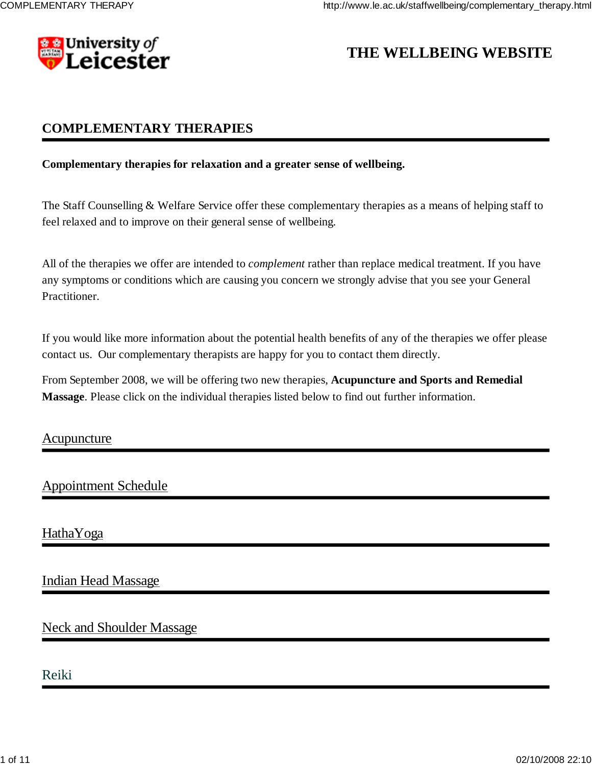University of Leicester

# THE WELLBEING WEBSITE

## COMPLEMENTARY THERAPIES

**Complementary therapies for relaxation and a greater sense of wellbeing.**

The Staff Counselling & Welfare Service offer these complementary therapies as a means of helping staff to feel relaxed and to improve on their general sense of wellbeing.

All of the therapies we offer are intended to *complement* rather than replace medical treatment. If you have any symptoms or conditions which are causing you concern we strongly advise that you see your General Practitioner.

If you would like more information about the potential health benefits of any of the therapies we offer please contact us. Our complementary therapists are happy for you to contact them directly.

From September 2008, we will be offering two new therapies, **Acupuncture and Sports and Remedial Massage**. Please click on the individual therapies listed below to find out further information.

Acupuncture

Appointment Schedule

HathaYoga

Indian Head Massage

Neck and Shoulder Massage

Reiki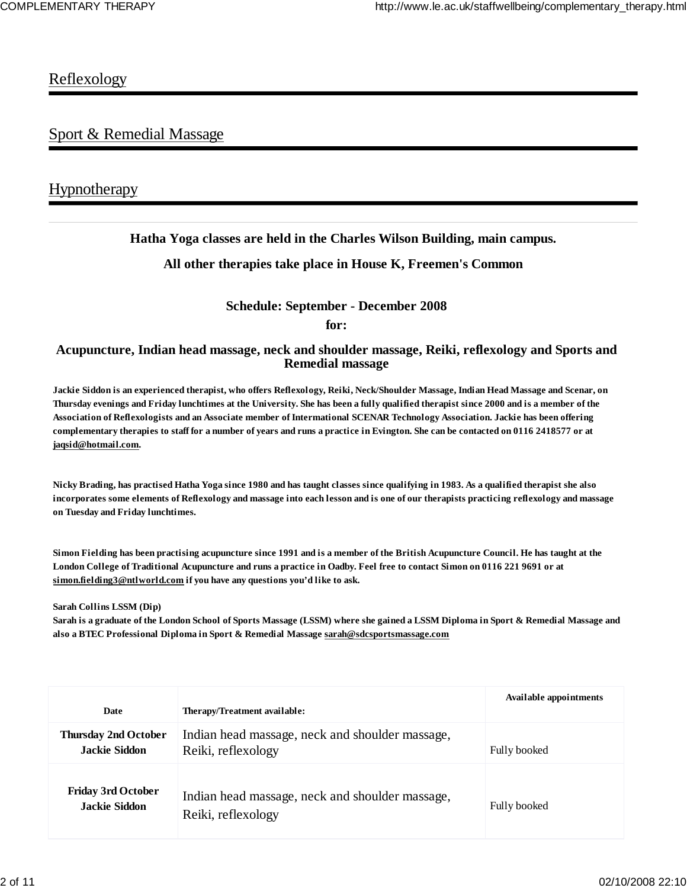Reflexology

---

Sport & Remedial Massage

---

Hypnotherapy

---

**Hatha Yoga classes are held in the Charles Wilson Building, main campus.**

**All other therapies take place in House K, Freemen's Common**

## Schedule: September - December 2008
## for:

## Acupuncture, Indian head massage, neck and shoulder massage, Reiki, reflexology and Sports and Remedial massage

**Jackie Siddon is an experienced therapist, who offers Reflexology, Reiki, Neck/Shoulder Massage, Indian Head Massage and Scenar, on Thursday evenings and Friday lunchtimes at the University. She has been a fully qualified therapist since 2000 and is a member of the Association of Reflexologists and an Associate member of International SCENAR Technology Association. Jackie has been offering complementary therapies to staff for a number of years and runs a practice in Evington. She can be contacted on 0116 2418577 or at jaqsid@hotmail.com.**

**Nicky Brading, has practised Hatha Yoga since 1980 and has taught classes since qualifying in 1983. As a qualified therapist she also incorporates some elements of Reflexology and massage into each lesson and is one of our therapists practicing reflexology and massage on Tuesday and Friday lunchtimes.**

**Simon Fielding has been practising acupuncture since 1991 and is a member of the British Acupuncture Council. He has taught at the London College of Traditional Acupuncture and runs a practice in Oadby. Feel free to contact Simon on 0116 221 9691 or at simon.fielding3@ntlworld.com if you have any questions you'd like to ask.**

**Sarah Collins LSSM (Dip)**
**Sarah is a graduate of the London School of Sports Massage (LSSM) where she gained a LSSM Diploma in Sport & Remedial Massage and also a BTEC Professional Diploma in Sport & Remedial Massage sarah@sdcsportsmassage.com**

| Date | Therapy/Treatment available: | Available appointments |
|---|---|---|
| **Thursday 2nd October Jackie Siddon** | Indian head massage, neck and shoulder massage, Reiki, reflexology | Fully booked |
| **Friday 3rd October Jackie Siddon** | Indian head massage, neck and shoulder massage, Reiki, reflexology | Fully booked |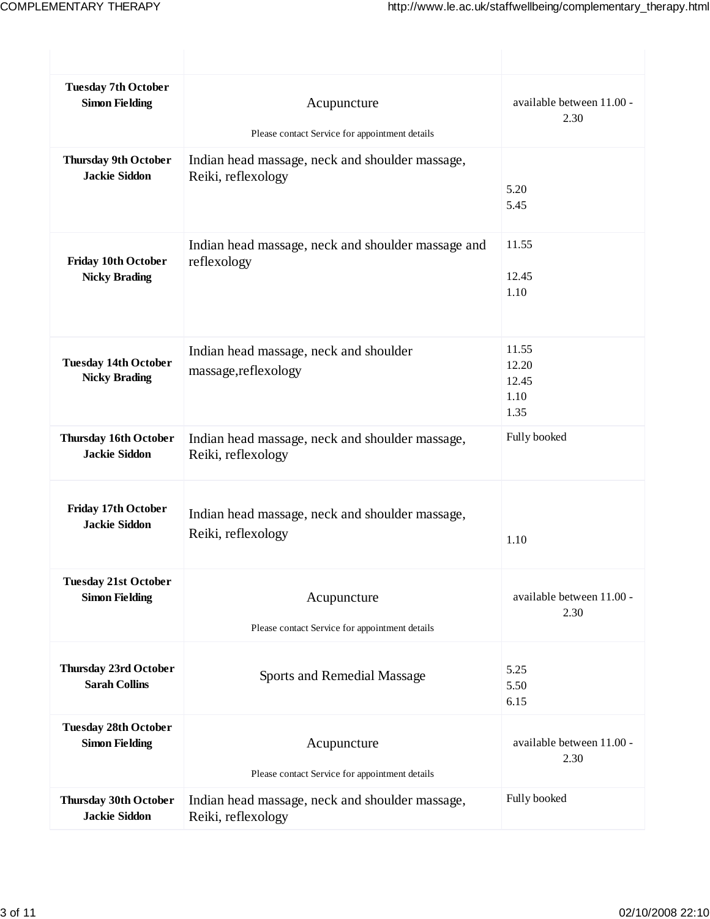| | | |
|---|---|---|
| **Tuesday 7th October Simon Fielding** | Acupuncture<br><br>Please contact Service for appointment details | available between 11.00 - 2.30 |
| **Thursday 9th October Jackie Siddon** | Indian head massage, neck and shoulder massage, Reiki, reflexology | 5.20<br>5.45 |
| **Friday 10th October Nicky Brading** | Indian head massage, neck and shoulder massage and reflexology | 11.55<br><br>12.45<br>1.10 |
| **Tuesday 14th October Nicky Brading** | Indian head massage, neck and shoulder massage,reflexology | 11.55<br>12.20<br>12.45<br>1.10<br>1.35 |
| **Thursday 16th October Jackie Siddon** | Indian head massage, neck and shoulder massage, Reiki, reflexology | Fully booked |
| **Friday 17th October Jackie Siddon** | Indian head massage, neck and shoulder massage, Reiki, reflexology | 1.10 |
| **Tuesday 21st October Simon Fielding** | Acupuncture<br><br>Please contact Service for appointment details | available between 11.00 - 2.30 |
| **Thursday 23rd October Sarah Collins** | Sports and Remedial Massage | 5.25<br>5.50<br>6.15 |
| **Tuesday 28th October Simon Fielding** | Acupuncture<br><br>Please contact Service for appointment details | available between 11.00 - 2.30 |
| **Thursday 30th October Jackie Siddon** | Indian head massage, neck and shoulder massage, Reiki, reflexology | Fully booked |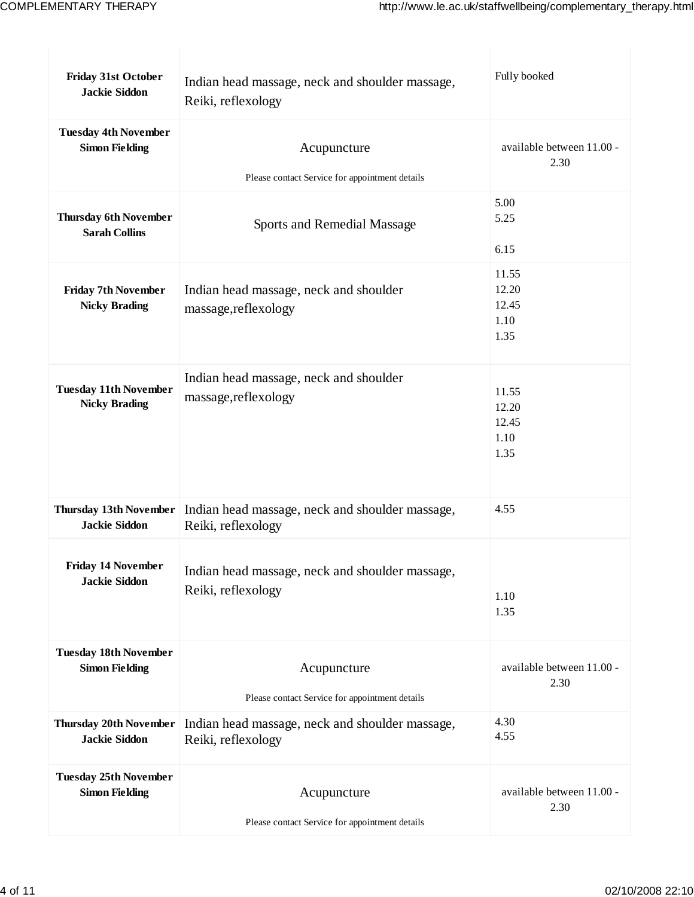| | | |
|---|---|---|
| **Friday 31st October**<br>**Jackie Siddon** | Indian head massage, neck and shoulder massage, Reiki, reflexology | Fully booked |
| **Tuesday 4th November**<br>**Simon Fielding** | Acupuncture<br><br>Please contact Service for appointment details | available between 11.00 - 2.30 |
| **Thursday 6th November**<br>**Sarah Collins** | Sports and Remedial Massage | 5.00<br>5.25<br><br>6.15 |
| **Friday 7th November**<br>**Nicky Brading** | Indian head massage, neck and shoulder massage,reflexology | 11.55<br>12.20<br>12.45<br>1.10<br>1.35 |
| **Tuesday 11th November**<br>**Nicky Brading** | Indian head massage, neck and shoulder massage,reflexology | 11.55<br>12.20<br>12.45<br>1.10<br>1.35 |
| **Thursday 13th November**<br>**Jackie Siddon** | Indian head massage, neck and shoulder massage, Reiki, reflexology | 4.55 |
| **Friday 14 November**<br>**Jackie Siddon** | Indian head massage, neck and shoulder massage, Reiki, reflexology | 1.10<br>1.35 |
| **Tuesday 18th November**<br>**Simon Fielding** | Acupuncture<br><br>Please contact Service for appointment details | available between 11.00 - 2.30 |
| **Thursday 20th November**<br>**Jackie Siddon** | Indian head massage, neck and shoulder massage, Reiki, reflexology | 4.30<br>4.55 |
| **Tuesday 25th November**<br>**Simon Fielding** | Acupuncture<br><br>Please contact Service for appointment details | available between 11.00 - 2.30 |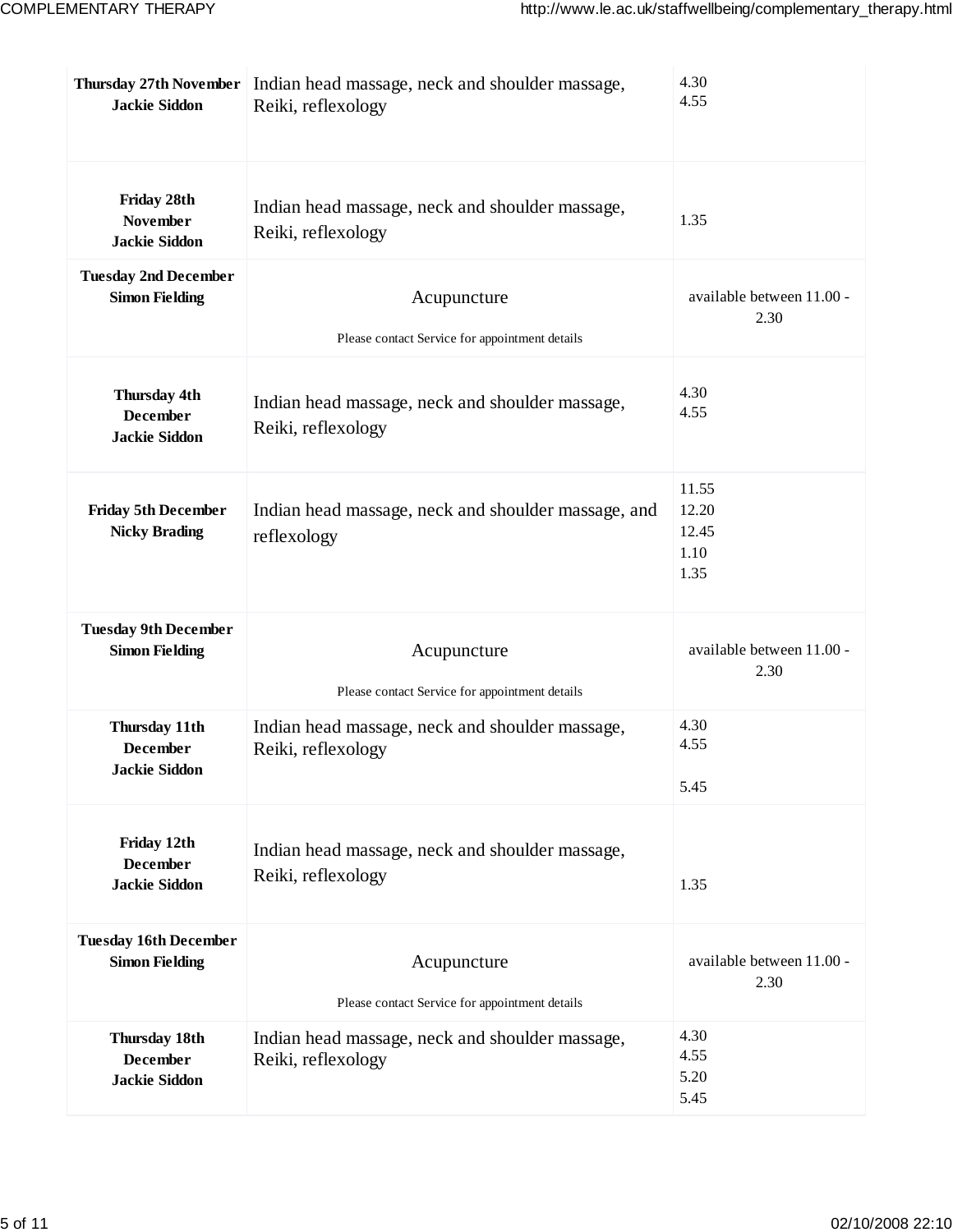| | | |
|---|---|---|
| **Thursday 27th November Jackie Siddon** | Indian head massage, neck and shoulder massage, Reiki, reflexology | 4.30<br>4.55 |
| **Friday 28th November Jackie Siddon** | Indian head massage, neck and shoulder massage, Reiki, reflexology | 1.35 |
| **Tuesday 2nd December Simon Fielding** | Acupuncture<br><br>Please contact Service for appointment details | available between 11.00 - 2.30 |
| **Thursday 4th December Jackie Siddon** | Indian head massage, neck and shoulder massage, Reiki, reflexology | 4.30<br>4.55 |
| **Friday 5th December Nicky Brading** | Indian head massage, neck and shoulder massage, and reflexology | 11.55<br>12.20<br>12.45<br>1.10<br>1.35 |
| **Tuesday 9th December Simon Fielding** | Acupuncture<br><br>Please contact Service for appointment details | available between 11.00 - 2.30 |
| **Thursday 11th December Jackie Siddon** | Indian head massage, neck and shoulder massage, Reiki, reflexology | 4.30<br>4.55<br><br>5.45 |
| **Friday 12th December Jackie Siddon** | Indian head massage, neck and shoulder massage, Reiki, reflexology | 1.35 |
| **Tuesday 16th December Simon Fielding** | Acupuncture<br><br>Please contact Service for appointment details | available between 11.00 - 2.30 |
| **Thursday 18th December Jackie Siddon** | Indian head massage, neck and shoulder massage, Reiki, reflexology | 4.30<br>4.55<br>5.20<br>5.45 |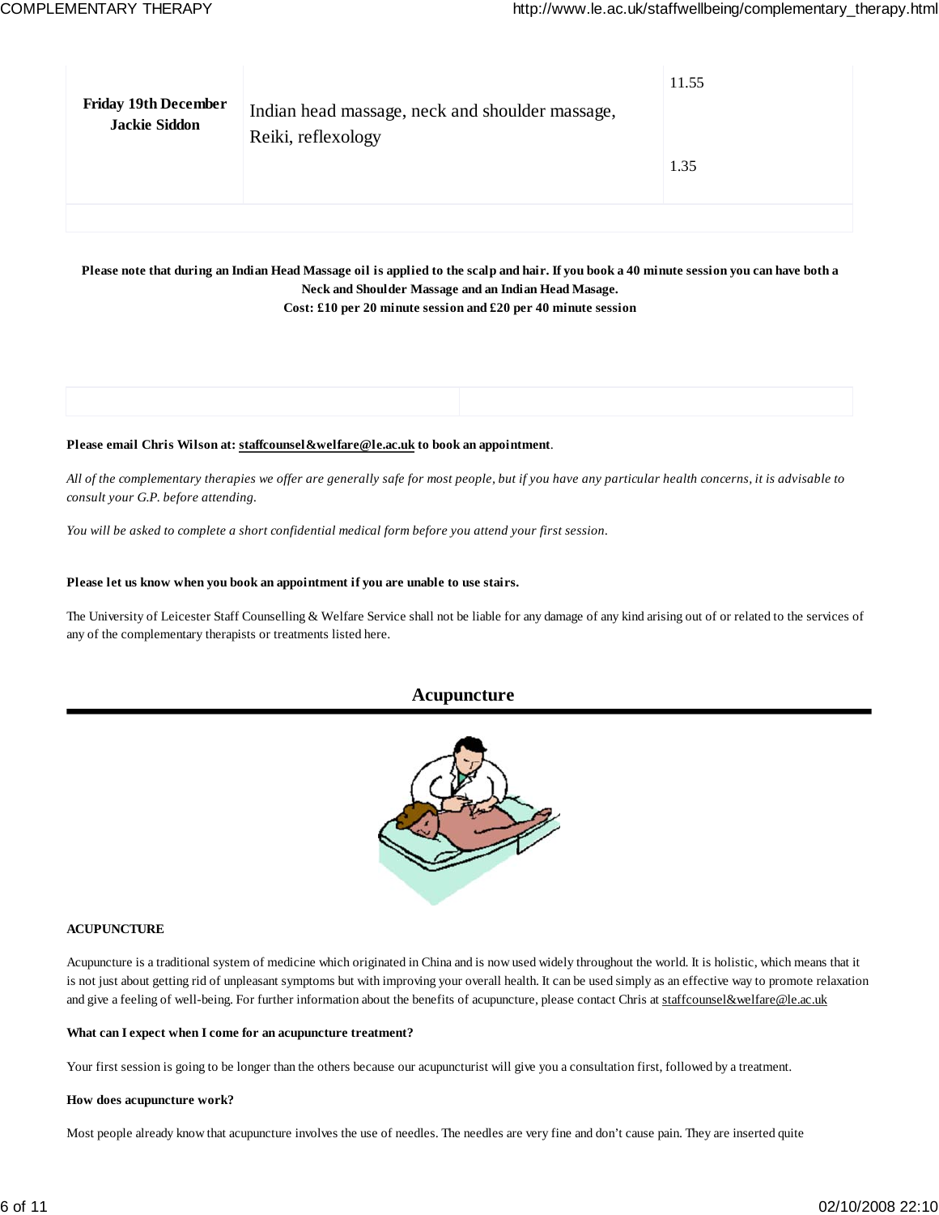| | | |
|---|---|---|
| **Friday 19th December Jackie Siddon** | Indian head massage, neck and shoulder massage, Reiki, reflexology | 11.55<br><br>1.35 |

**Please note that during an Indian Head Massage oil is applied to the scalp and hair. If you book a 40 minute session you can have both a Neck and Shoulder Massage and an Indian Head Masage.**
**Cost: £10 per 20 minute session and £20 per 40 minute session**

**Please email Chris Wilson at: staffcounsel&welfare@le.ac.uk to book an appointment**.

*All of the complementary therapies we offer are generally safe for most people, but if you have any particular health concerns, it is advisable to consult your G.P. before attending.*

*You will be asked to complete a short confidential medical form before you attend your first session.*

**Please let us know when you book an appointment if you are unable to use stairs.**

The University of Leicester Staff Counselling & Welfare Service shall not be liable for any damage of any kind arising out of or related to the services of any of the complementary therapists or treatments listed here.

## Acupuncture

**ACUPUNCTURE**

Acupuncture is a traditional system of medicine which originated in China and is now used widely throughout the world. It is holistic, which means that it is not just about getting rid of unpleasant symptoms but with improving your overall health. It can be used simply as an effective way to promote relaxation and give a feeling of well-being. For further information about the benefits of acupuncture, please contact Chris at staffcounsel&welfare@le.ac.uk

**What can I expect when I come for an acupuncture treatment?**

Your first session is going to be longer than the others because our acupuncturist will give you a consultation first, followed by a treatment.

**How does acupuncture work?**

Most people already know that acupuncture involves the use of needles. The needles are very fine and don't cause pain. They are inserted quite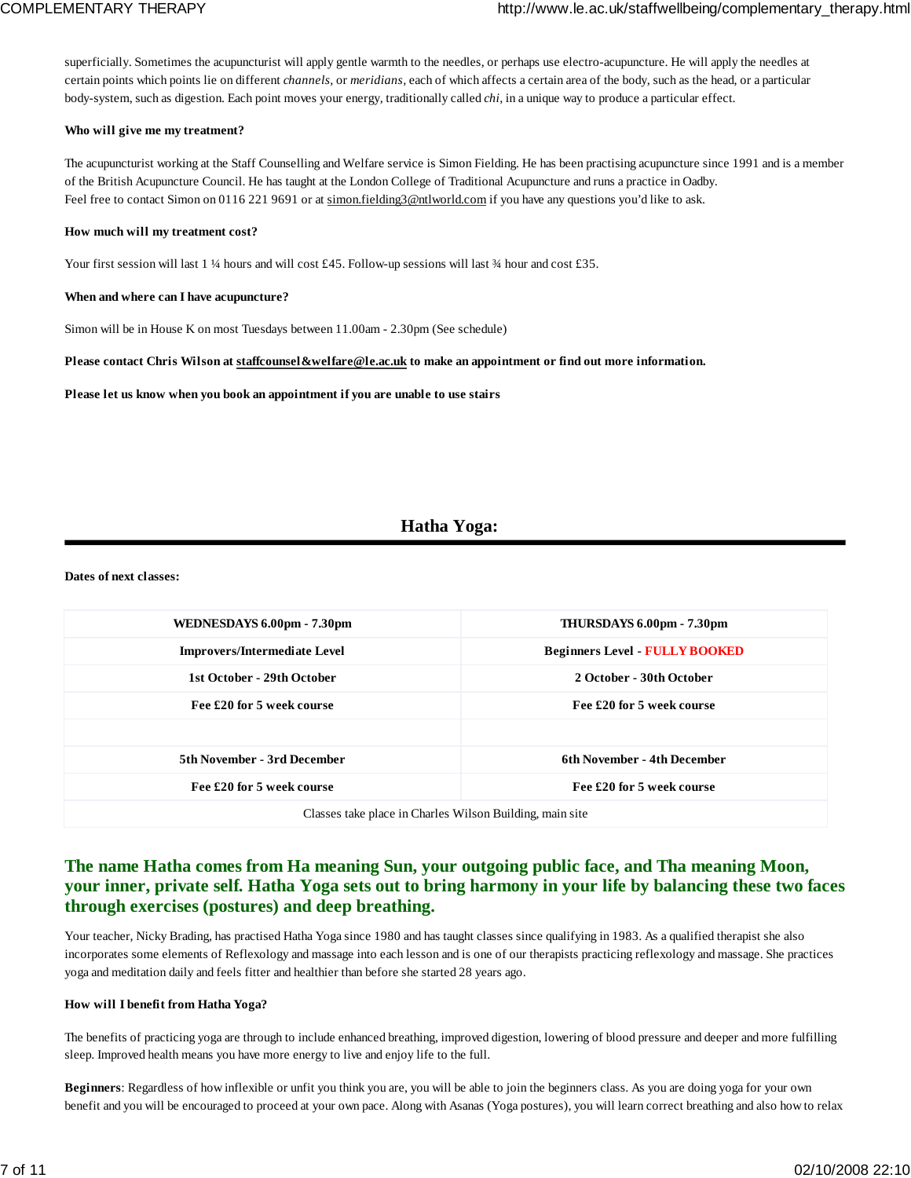superficially. Sometimes the acupuncturist will apply gentle warmth to the needles, or perhaps use electro-acupuncture. He will apply the needles at certain points which points lie on different *channels*, or *meridians*, each of which affects a certain area of the body, such as the head, or a particular body-system, such as digestion. Each point moves your energy, traditionally called *chi*, in a unique way to produce a particular effect.

**Who will give me my treatment?**

The acupuncturist working at the Staff Counselling and Welfare service is Simon Fielding. He has been practising acupuncture since 1991 and is a member of the British Acupuncture Council. He has taught at the London College of Traditional Acupuncture and runs a practice in Oadby.
Feel free to contact Simon on 0116 221 9691 or at simon.fielding3@ntlworld.com if you have any questions you'd like to ask.

**How much will my treatment cost?**

Your first session will last 1 ¼ hours and will cost £45. Follow-up sessions will last ¾ hour and cost £35.

**When and where can I have acupuncture?**

Simon will be in House K on most Tuesdays between 11.00am - 2.30pm (See schedule)

**Please contact Chris Wilson at staffcounsel&welfare@le.ac.uk to make an appointment or find out more information.**

**Please let us know when you book an appointment if you are unable to use stairs**

## Hatha Yoga:

**Dates of next classes:**

| WEDNESDAYS 6.00pm - 7.30pm | THURSDAYS 6.00pm - 7.30pm |
|---|---|
| Improvers/Intermediate Level | Beginners Level - FULLY BOOKED |
| 1st October - 29th October | 2 October - 30th October |
| Fee £20 for 5 week course | Fee £20 for 5 week course |
| | |
| 5th November - 3rd December | 6th November - 4th December |
| Fee £20 for 5 week course | Fee £20 for 5 week course |
| Classes take place in Charles Wilson Building, main site | |

### The name Hatha comes from Ha meaning Sun, your outgoing public face, and Tha meaning Moon, your inner, private self. Hatha Yoga sets out to bring harmony in your life by balancing these two faces through exercises (postures) and deep breathing.

Your teacher, Nicky Brading, has practised Hatha Yoga since 1980 and has taught classes since qualifying in 1983. As a qualified therapist she also incorporates some elements of Reflexology and massage into each lesson and is one of our therapists practicing reflexology and massage. She practices yoga and meditation daily and feels fitter and healthier than before she started 28 years ago.

**How will I benefit from Hatha Yoga?**

The benefits of practicing yoga are through to include enhanced breathing, improved digestion, lowering of blood pressure and deeper and more fulfilling sleep. Improved health means you have more energy to live and enjoy life to the full.

**Beginners**: Regardless of how inflexible or unfit you think you are, you will be able to join the beginners class. As you are doing yoga for your own benefit and you will be encouraged to proceed at your own pace. Along with Asanas (Yoga postures), you will learn correct breathing and also how to relax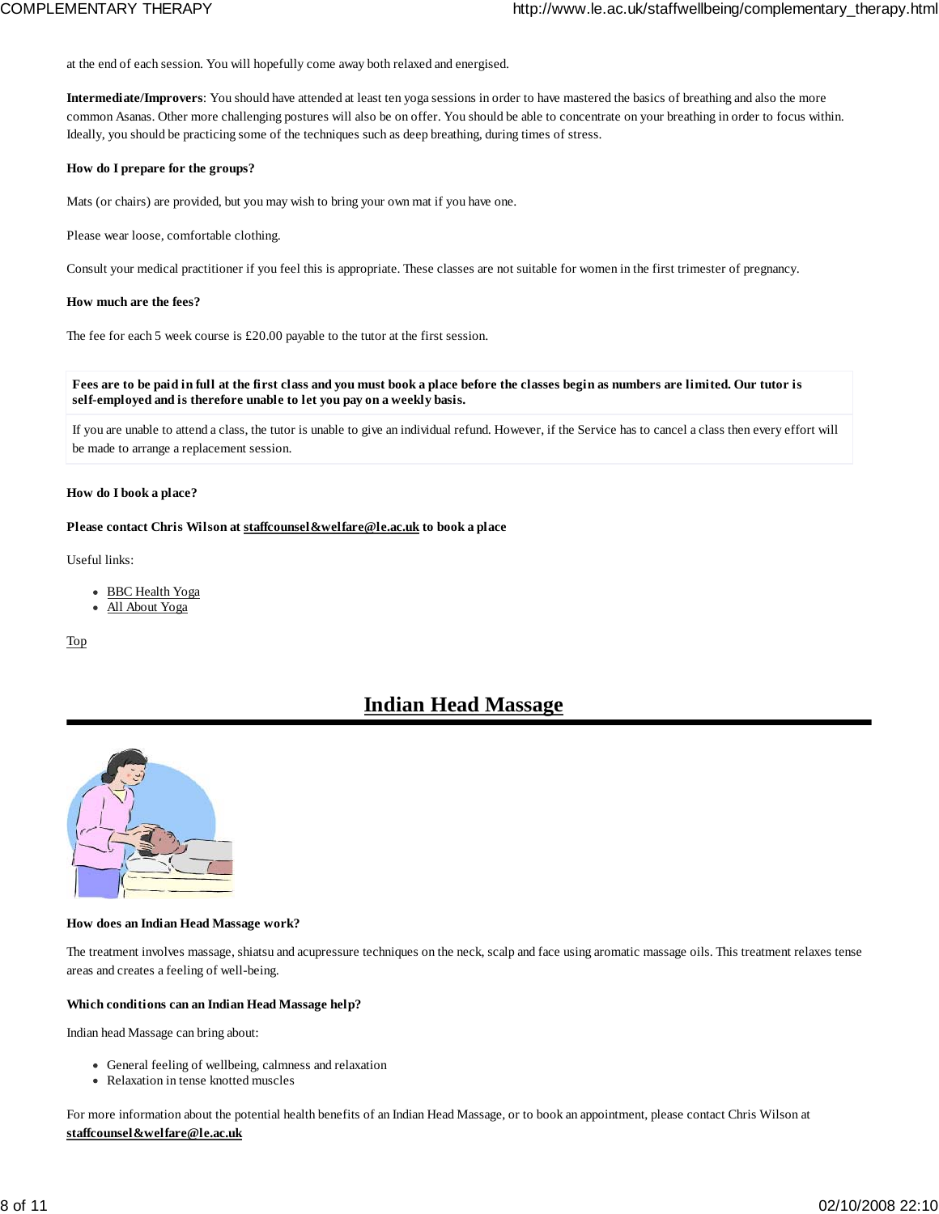at the end of each session. You will hopefully come away both relaxed and energised.

**Intermediate/Improvers**: You should have attended at least ten yoga sessions in order to have mastered the basics of breathing and also the more common Asanas. Other more challenging postures will also be on offer. You should be able to concentrate on your breathing in order to focus within. Ideally, you should be practicing some of the techniques such as deep breathing, during times of stress.

**How do I prepare for the groups?**

Mats (or chairs) are provided, but you may wish to bring your own mat if you have one.

Please wear loose, comfortable clothing.

Consult your medical practitioner if you feel this is appropriate. These classes are not suitable for women in the first trimester of pregnancy.

**How much are the fees?**

The fee for each 5 week course is £20.00 payable to the tutor at the first session.

| **Fees are to be paid in full at the first class and you must book a place before the classes begin as numbers are limited. Our tutor is self-employed and is therefore unable to let you pay on a weekly basis.** |
|---|
| If you are unable to attend a class, the tutor is unable to give an individual refund. However, if the Service has to cancel a class then every effort will be made to arrange a replacement session. |

**How do I book a place?**

**Please contact Chris Wilson at staffcounsel&welfare@le.ac.uk to book a place**

Useful links:

- BBC Health Yoga
- All About Yoga

Top

## Indian Head Massage

**How does an Indian Head Massage work?**

The treatment involves massage, shiatsu and acupressure techniques on the neck, scalp and face using aromatic massage oils. This treatment relaxes tense areas and creates a feeling of well-being.

**Which conditions can an Indian Head Massage help?**

Indian head Massage can bring about:

- General feeling of wellbeing, calmness and relaxation
- Relaxation in tense knotted muscles

For more information about the potential health benefits of an Indian Head Massage, or to book an appointment, please contact Chris Wilson at **staffcounsel&welfare@le.ac.uk**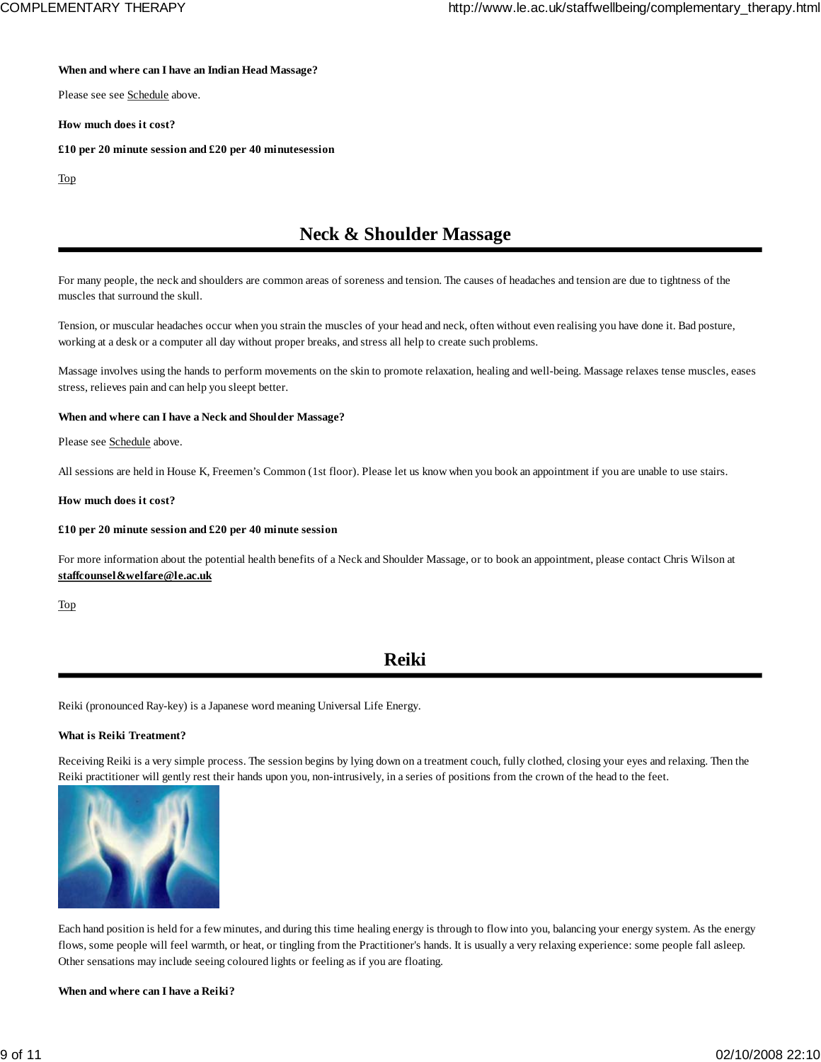**When and where can I have an Indian Head Massage?**

Please see see Schedule above.

**How much does it cost?**

**£10 per 20 minute session and £20 per 40 minutesession**

Top

## Neck & Shoulder Massage

For many people, the neck and shoulders are common areas of soreness and tension. The causes of headaches and tension are due to tightness of the muscles that surround the skull.

Tension, or muscular headaches occur when you strain the muscles of your head and neck, often without even realising you have done it. Bad posture, working at a desk or a computer all day without proper breaks, and stress all help to create such problems.

Massage involves using the hands to perform movements on the skin to promote relaxation, healing and well-being. Massage relaxes tense muscles, eases stress, relieves pain and can help you sleep better.

**When and where can I have a Neck and Shoulder Massage?**

Please see Schedule above.

All sessions are held in House K, Freemen's Common (1st floor). Please let us know when you book an appointment if you are unable to use stairs.

**How much does it cost?**

**£10 per 20 minute session and £20 per 40 minute session**

For more information about the potential health benefits of a Neck and Shoulder Massage, or to book an appointment, please contact Chris Wilson at **staffcounsel&welfare@le.ac.uk**

Top

## Reiki

Reiki (pronounced Ray-key) is a Japanese word meaning Universal Life Energy.

**What is Reiki Treatment?**

Receiving Reiki is a very simple process. The session begins by lying down on a treatment couch, fully clothed, closing your eyes and relaxing. Then the Reiki practitioner will gently rest their hands upon you, non-intrusively, in a series of positions from the crown of the head to the feet.

Each hand position is held for a few minutes, and during this time healing energy is through to flow into you, balancing your energy system. As the energy flows, some people will feel warmth, or heat, or tingling from the Practitioner's hands. It is usually a very relaxing experience: some people fall asleep. Other sensations may include seeing coloured lights or feeling as if you are floating.

**When and where can I have a Reiki?**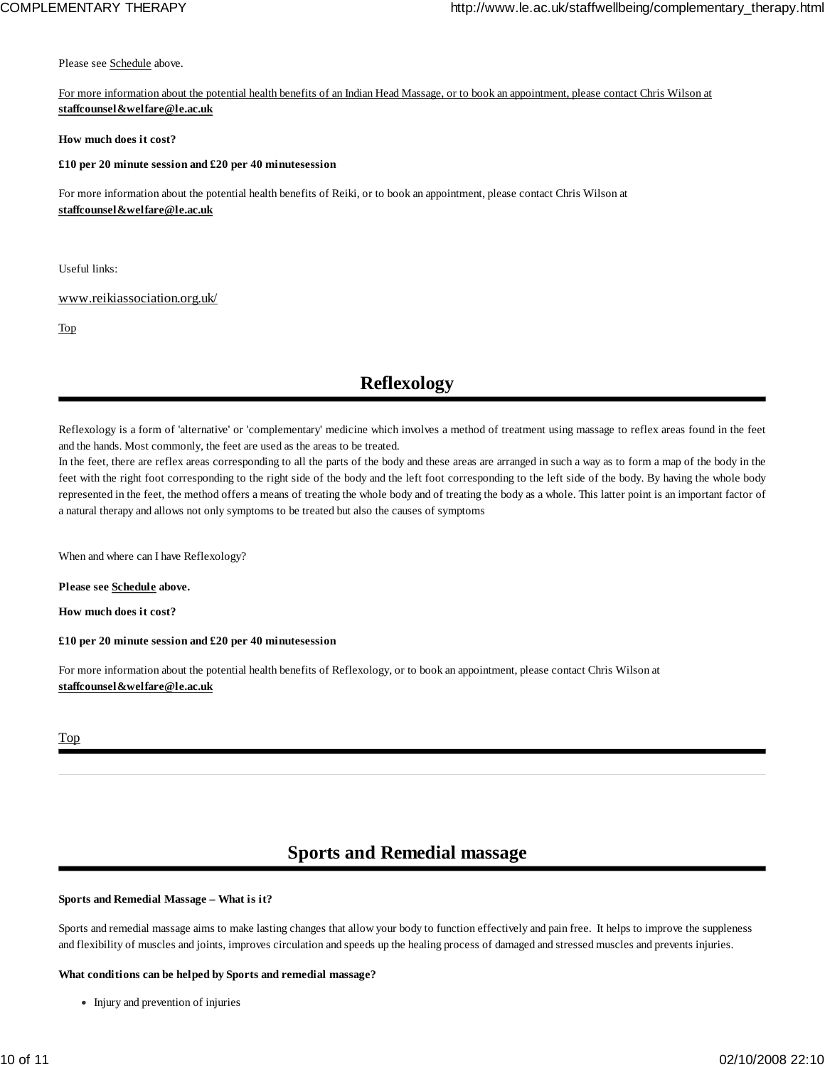Please see Schedule above.

For more information about the potential health benefits of an Indian Head Massage, or to book an appointment, please contact Chris Wilson at **staffcounsel&welfare@le.ac.uk**

**How much does it cost?**

**£10 per 20 minute session and £20 per 40 minutesession**

For more information about the potential health benefits of Reiki, or to book an appointment, please contact Chris Wilson at **staffcounsel&welfare@le.ac.uk**

Useful links:

www.reikiassociation.org.uk/

Top

# Reflexology

Reflexology is a form of 'alternative' or 'complementary' medicine which involves a method of treatment using massage to reflex areas found in the feet and the hands. Most commonly, the feet are used as the areas to be treated.

In the feet, there are reflex areas corresponding to all the parts of the body and these areas are arranged in such a way as to form a map of the body in the feet with the right foot corresponding to the right side of the body and the left foot corresponding to the left side of the body. By having the whole body represented in the feet, the method offers a means of treating the whole body and of treating the body as a whole. This latter point is an important factor of a natural therapy and allows not only symptoms to be treated but also the causes of symptoms

When and where can I have Reflexology?

**Please see Schedule above.**

**How much does it cost?**

**£10 per 20 minute session and £20 per 40 minutesession**

For more information about the potential health benefits of Reflexology, or to book an appointment, please contact Chris Wilson at **staffcounsel&welfare@le.ac.uk**

Top

# Sports and Remedial massage

**Sports and Remedial Massage – What is it?**

Sports and remedial massage aims to make lasting changes that allow your body to function effectively and pain free. It helps to improve the suppleness and flexibility of muscles and joints, improves circulation and speeds up the healing process of damaged and stressed muscles and prevents injuries.

**What conditions can be helped by Sports and remedial massage?**

- Injury and prevention of injuries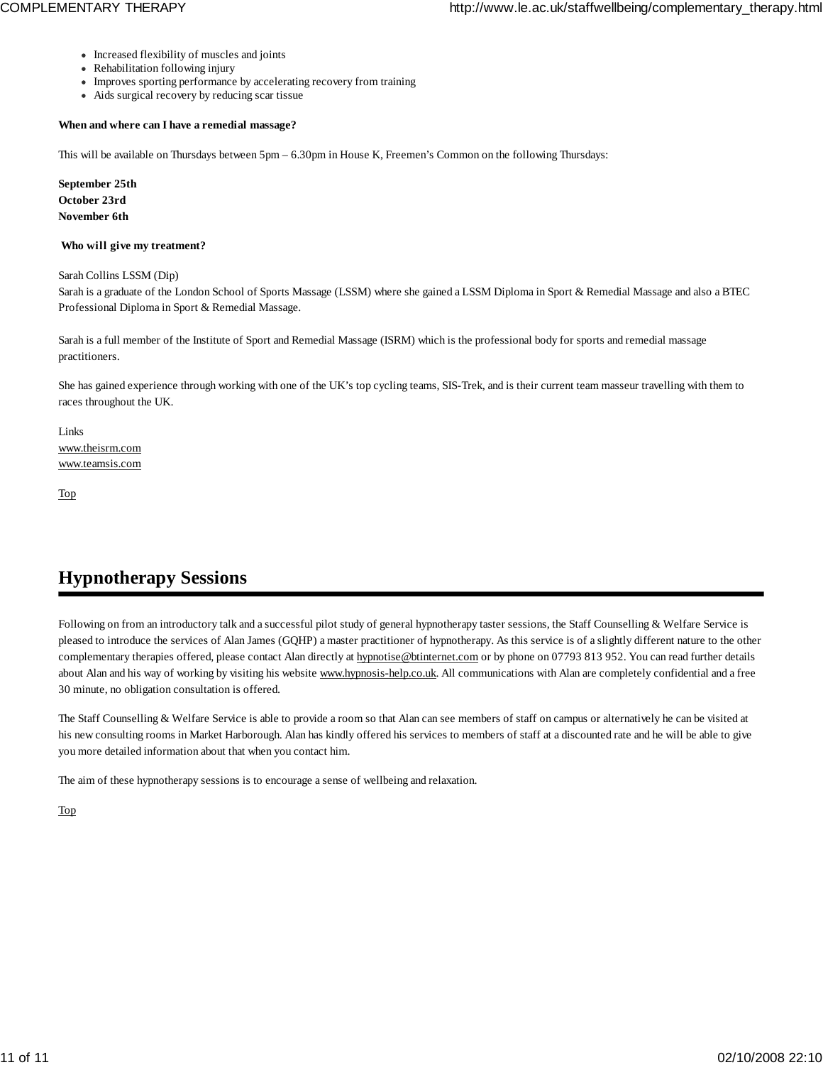- Increased flexibility of muscles and joints
- Rehabilitation following injury
- Improves sporting performance by accelerating recovery from training
- Aids surgical recovery by reducing scar tissue

**When and where can I have a remedial massage?**

This will be available on Thursdays between 5pm – 6.30pm in House K, Freemen's Common on the following Thursdays:

**September 25th**
**October 23rd**
**November 6th**

**Who will give my treatment?**

Sarah Collins LSSM (Dip)
Sarah is a graduate of the London School of Sports Massage (LSSM) where she gained a LSSM Diploma in Sport & Remedial Massage and also a BTEC Professional Diploma in Sport & Remedial Massage.

Sarah is a full member of the Institute of Sport and Remedial Massage (ISRM) which is the professional body for sports and remedial massage practitioners.

She has gained experience through working with one of the UK's top cycling teams, SIS-Trek, and is their current team masseur travelling with them to races throughout the UK.

Links
www.theisrm.com
www.teamsis.com

Top

# Hypnotherapy Sessions

Following on from an introductory talk and a successful pilot study of general hypnotherapy taster sessions, the Staff Counselling & Welfare Service is pleased to introduce the services of Alan James (GQHP) a master practitioner of hypnotherapy. As this service is of a slightly different nature to the other complementary therapies offered, please contact Alan directly at hypnotise@btinternet.com or by phone on 07793 813 952. You can read further details about Alan and his way of working by visiting his website www.hypnosis-help.co.uk. All communications with Alan are completely confidential and a free 30 minute, no obligation consultation is offered.

The Staff Counselling & Welfare Service is able to provide a room so that Alan can see members of staff on campus or alternatively he can be visited at his new consulting rooms in Market Harborough. Alan has kindly offered his services to members of staff at a discounted rate and he will be able to give you more detailed information about that when you contact him.

The aim of these hypnotherapy sessions is to encourage a sense of wellbeing and relaxation.

Top